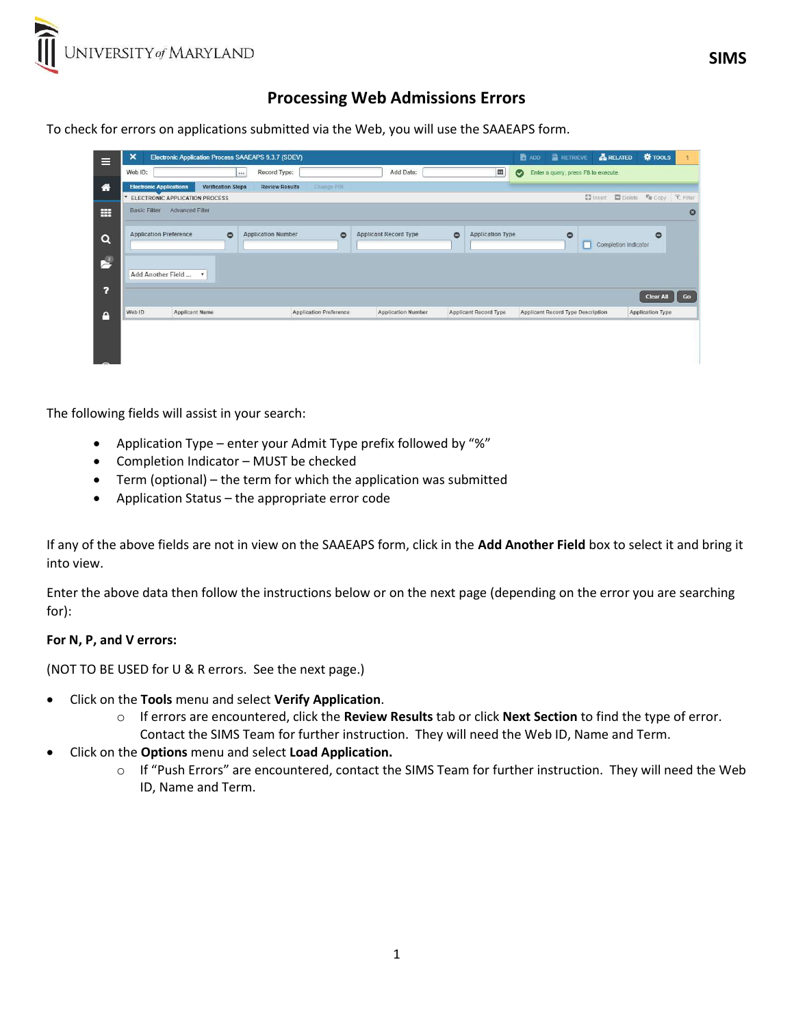# Processing Web Admissions Errors

To check for errors on applications submitted via the Web, you will use the SAAEAPS form.

The following fields will assist in your search:

- Application Type – enter your Admit Type prefix followed by "%"
- Completion Indicator – MUST be checked
- Term (optional) – the term for which the application was submitted
- Application Status – the appropriate error code

If any of the above fields are not in view on the SAAEAPS form, click in the **Add Another Field** box to select it and bring it into view.

Enter the above data then follow the instructions below or on the next page (depending on the error you are searching for):

**For N, P, and V errors:**

(NOT TO BE USED for U & R errors. See the next page.)

- Click on the **Tools** menu and select **Verify Application**.
  - If errors are encountered, click the **Review Results** tab or click **Next Section** to find the type of error. Contact the SIMS Team for further instruction. They will need the Web ID, Name and Term.
- Click on the **Options** menu and select **Load Application.**
  - If "Push Errors" are encountered, contact the SIMS Team for further instruction. They will need the Web ID, Name and Term.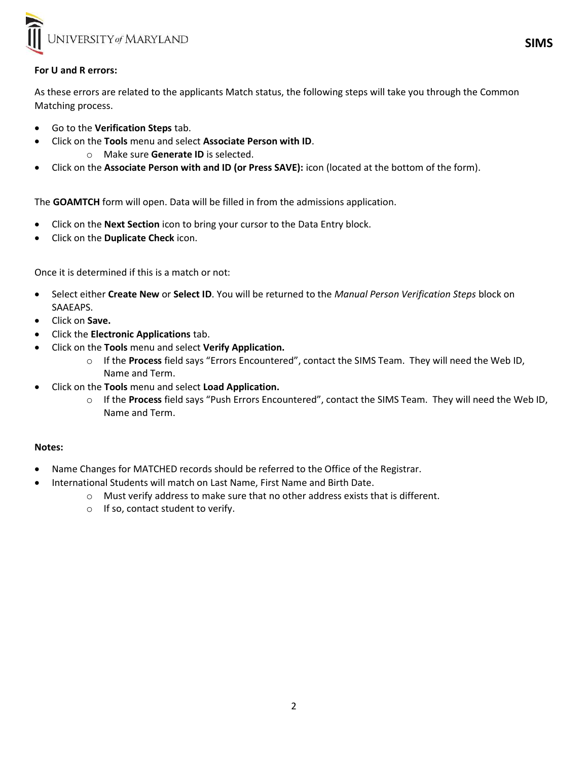**For U and R errors:**

As these errors are related to the applicants Match status, the following steps will take you through the Common Matching process.

- Go to the **Verification Steps** tab.
- Click on the **Tools** menu and select **Associate Person with ID**.
    - Make sure **Generate ID** is selected.
- Click on the **Associate Person with and ID (or Press SAVE):** icon (located at the bottom of the form).

The **GOAMTCH** form will open. Data will be filled in from the admissions application.

- Click on the **Next Section** icon to bring your cursor to the Data Entry block.
- Click on the **Duplicate Check** icon.

Once it is determined if this is a match or not:

- Select either **Create New** or **Select ID**. You will be returned to the *Manual Person Verification Steps* block on SAAEAPS.
- Click on **Save.**
- Click the **Electronic Applications** tab.
- Click on the **Tools** menu and select **Verify Application.**
    - If the **Process** field says "Errors Encountered", contact the SIMS Team. They will need the Web ID, Name and Term.
- Click on the **Tools** menu and select **Load Application.**
    - If the **Process** field says "Push Errors Encountered", contact the SIMS Team. They will need the Web ID, Name and Term.

**Notes:**

- Name Changes for MATCHED records should be referred to the Office of the Registrar.
- International Students will match on Last Name, First Name and Birth Date.
    - Must verify address to make sure that no other address exists that is different.
    - If so, contact student to verify.